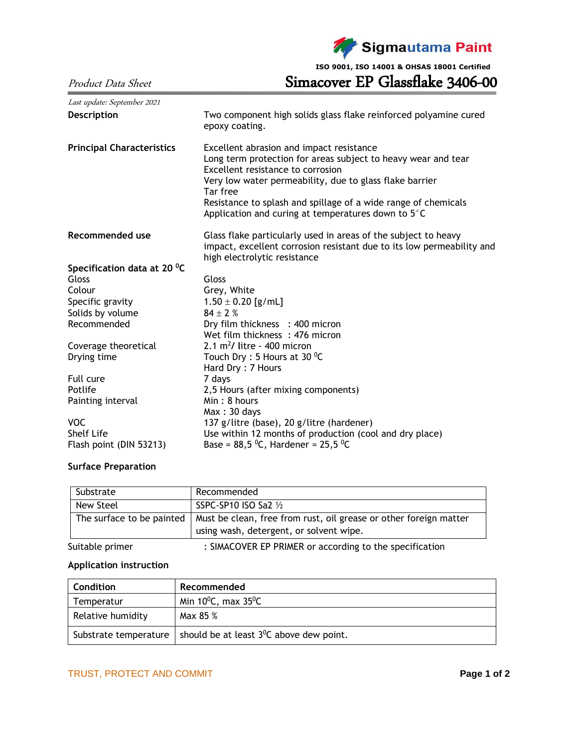**Sigmautama Paint**

ISO 9001, ISO 14001 & OHSAS 18001 Certified

*Product Data Sheet*

# Simacover EP Glassflake 3406-00

*Last update: September 2021*

**Description**
Two component high solids glass flake reinforced polyamine cured epoxy coating.

**Principal Characteristics**
Excellent abrasion and impact resistance
Long term protection for areas subject to heavy wear and tear
Excellent resistance to corrosion
Very low water permeability, due to glass flake barrier
Tar free
Resistance to splash and spillage of a wide range of chemicals
Application and curing at temperatures down to 5°C

**Recommended use**
Glass flake particularly used in areas of the subject to heavy impact, excellent corrosion resistant due to its low permeability and high electrolytic resistance

**Specification data at 20 $^0$C**

| | |
|---|---|
| Gloss | Gloss |
| Colour | Grey, White |
| Specific gravity | 1.50 ± 0.20 [g/mL] |
| Solids by volume | 84 ± 2 % |
| Recommended | Dry film thickness : 400 micron<br>Wet film thickness : 476 micron |
| Coverage theoretical | 2.1 $m^2$/ litre - 400 micron |
| Drying time | Touch Dry : 5 Hours at 30 $^0$C<br>Hard Dry : 7 Hours |
| Full cure | 7 days |
| Potlife | 2,5 Hours (after mixing components) |
| Painting interval | Min : 8 hours<br>Max : 30 days |
| VOC | 137 g/litre (base), 20 g/litre (hardener) |
| Shelf Life | Use within 12 months of production (cool and dry place) |
| Flash point (DIN 53213) | Base = 88,5 $^0$C, Hardener = 25,5 $^0$C |

**Surface Preparation**

| Substrate | Recommended |
|---|---|
| New Steel | SSPC-SP10 ISO Sa2 ½ |
| The surface to be painted | Must be clean, free from rust, oil grease or other foreign matter using wash, detergent, or solvent wipe. |

Suitable primer : SIMACOVER EP PRIMER or according to the specification

**Application instruction**

| Condition | Recommended |
|---|---|
| Temperatur | Min 10$^0$C, max 35$^0$C |
| Relative humidity | Max 85 % |
| Substrate temperature | should be at least 3$^0$C above dew point. |

TRUST, PROTECT AND COMMIT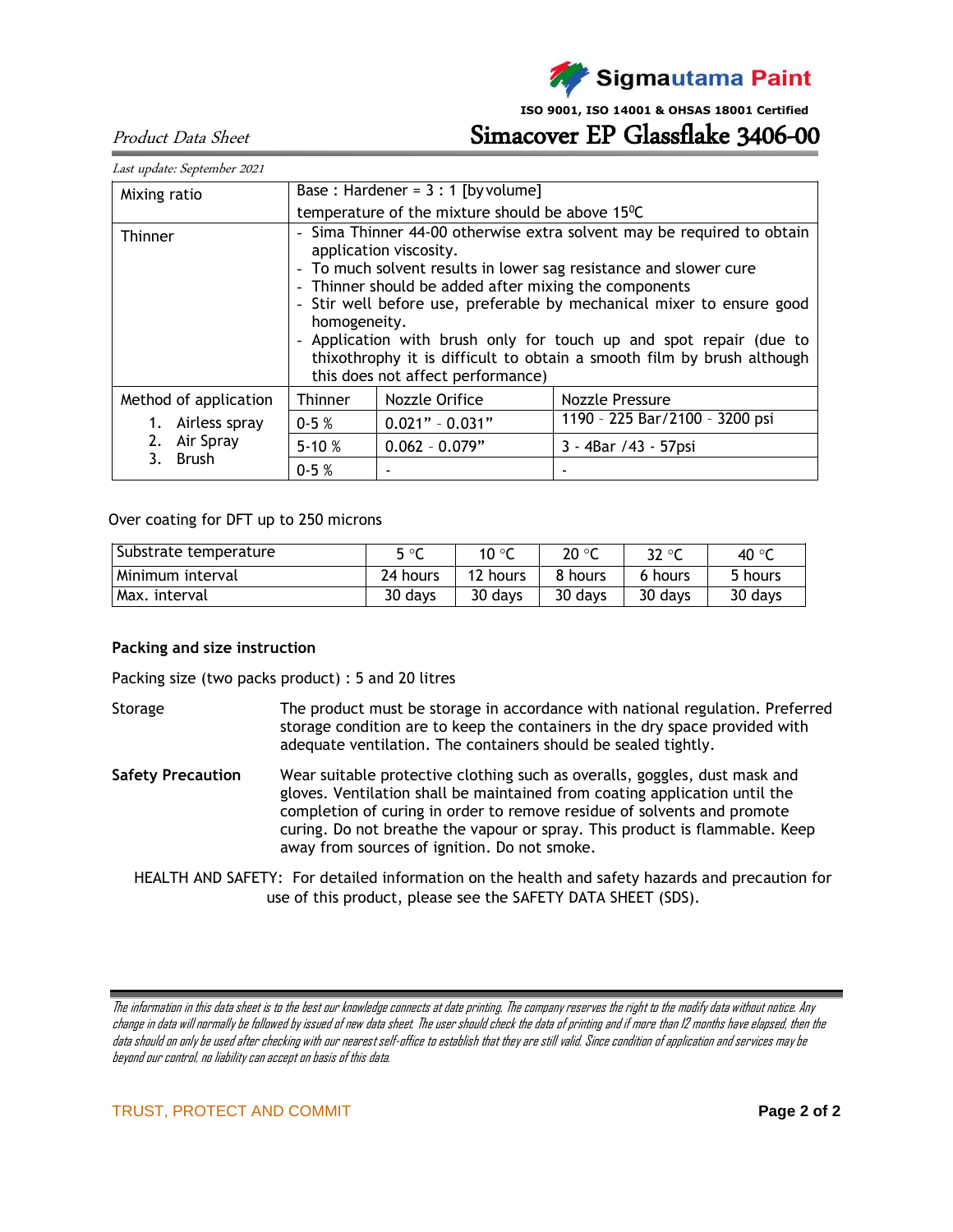Sigmautama Paint

ISO 9001, ISO 14001 & OHSAS 18001 Certified

*Product Data Sheet*

# Simacover EP Glassflake 3406-00

*Last update: September 2021*

| | | | |
|---|---|---|---|
| Mixing ratio | Base : Hardener = 3 : 1 [by volume]<br>temperature of the mixture should be above 15⁰C | | |
| Thinner | - Sima Thinner 44-00 otherwise extra solvent may be required to obtain application viscosity.<br>- To much solvent results in lower sag resistance and slower cure<br>- Thinner should be added after mixing the components<br>- Stir well before use, preferable by mechanical mixer to ensure good homogeneity.<br>- Application with brush only for touch up and spot repair (due to thixothrophy it is difficult to obtain a smooth film by brush although this does not affect performance) | | |
| Method of application | Thinner | Nozzle Orifice | Nozzle Pressure |
| 1. Airless spray | 0-5 % | 0.021" – 0.031" | 1190 – 225 Bar/2100 – 3200 psi |
| 2. Air Spray | 5-10 % | 0.062 – 0.079" | 3 - 4Bar /43 - 57psi |
| 3. Brush | 0-5 % | - | - |

Over coating for DFT up to 250 microns

| Substrate temperature | 5 °C | 10 °C | 20 °C | 32 °C | 40 °C |
|---|---|---|---|---|---|
| Minimum interval | 24 hours | 12 hours | 8 hours | 6 hours | 5 hours |
| Max. interval | 30 days | 30 days | 30 days | 30 days | 30 days |

**Packing and size instruction**

Packing size (two packs product) : 5 and 20 litres

Storage — The product must be storage in accordance with national regulation. Preferred storage condition are to keep the containers in the dry space provided with adequate ventilation. The containers should be sealed tightly.

**Safety Precaution** — Wear suitable protective clothing such as overalls, goggles, dust mask and gloves. Ventilation shall be maintained from coating application until the completion of curing in order to remove residue of solvents and promote curing. Do not breathe the vapour or spray. This product is flammable. Keep away from sources of ignition. Do not smoke.

HEALTH AND SAFETY: For detailed information on the health and safety hazards and precaution for use of this product, please see the SAFETY DATA SHEET (SDS).

*The information in this data sheet is to the best our knowledge connects at date printing. The company reserves the right to the modify data without notice. Any change in data will normally be followed by issued of new data sheet. The user should check the data of printing and if more than 12 months have elapsed, then the data should on only be used after checking with our nearest self-office to establish that they are still valid. Since condition of application and services may be beyond our control, no liability can accept on basis of this data.*

TRUST, PROTECT AND COMMIT